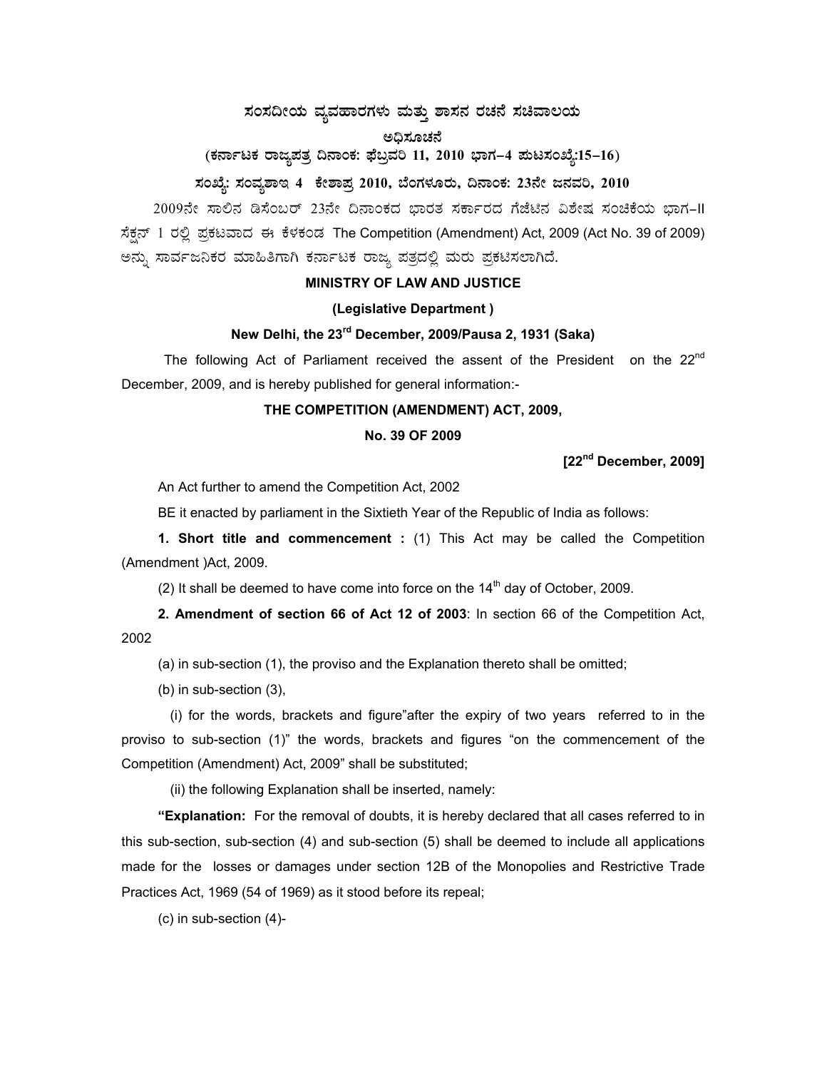# ಸಂಸದೀಯ ವ್ಯವಹಾರಗಳು ಮತ್ತು ಶಾಸನ ರಚನೆ ಸಚಿವಾಲಯ

**ಅಧಿಸೂಚನೆ**

**(ಕರ್ನಾಟಕ ರಾಜ್ಯಪತ್ರ ದಿನಾಂಕ: ಫೆಬ್ರವರಿ 11, 2010 ಭಾಗ–4 ಪುಟಸಂಖ್ಯೆ:15–16)**

**ಸಂಖ್ಯೆ: ಸಂವ್ಯಶಾಇ 4 ಕೇಶಾಪ್ರ 2010, ಬೆಂಗಳೂರು, ದಿನಾಂಕ: 23ನೇ ಜನವರಿ, 2010**

2009ನೇ ಸಾಲಿನ ಡಿಸೆಂಬರ್ 23ನೇ ದಿನಾಂಕದ ಭಾರತ ಸರ್ಕಾರದ ಗೆಜೆಟಿನ ವಿಶೇಷ ಸಂಚಿಕೆಯ ಭಾಗ–II ಸೆಕ್ಷನ್ 1 ರಲ್ಲಿ ಪ್ರಕಟವಾದ ಈ ಕೆಳಕಂಡ The Competition (Amendment) Act, 2009 (Act No. 39 of 2009) ಅನ್ನು ಸಾರ್ವಜನಿಕರ ಮಾಹಿತಿಗಾಗಿ ಕರ್ನಾಟಕ ರಾಜ್ಯ ಪತ್ರದಲ್ಲಿ ಮರು ಪ್ರಕಟಿಸಲಾಗಿದೆ.

**MINISTRY OF LAW AND JUSTICE**

**(Legislative Department )**

**New Delhi, the 23rd December, 2009/Pausa 2, 1931 (Saka)**

The following Act of Parliament received the assent of the President on the 22nd December, 2009, and is hereby published for general information:-

**THE COMPETITION (AMENDMENT) ACT, 2009,**

**No. 39 OF 2009**

**[22nd December, 2009]**

An Act further to amend the Competition Act, 2002

BE it enacted by parliament in the Sixtieth Year of the Republic of India as follows:

**1. Short title and commencement :** (1) This Act may be called the Competition (Amendment )Act, 2009.

(2) It shall be deemed to have come into force on the 14th day of October, 2009.

**2. Amendment of section 66 of Act 12 of 2003**: In section 66 of the Competition Act, 2002

(a) in sub-section (1), the proviso and the Explanation thereto shall be omitted;

(b) in sub-section (3),

(i) for the words, brackets and figure"after the expiry of two years referred to in the proviso to sub-section (1)" the words, brackets and figures "on the commencement of the Competition (Amendment) Act, 2009" shall be substituted;

(ii) the following Explanation shall be inserted, namely:

**"Explanation:** For the removal of doubts, it is hereby declared that all cases referred to in this sub-section, sub-section (4) and sub-section (5) shall be deemed to include all applications made for the losses or damages under section 12B of the Monopolies and Restrictive Trade Practices Act, 1969 (54 of 1969) as it stood before its repeal;

(c) in sub-section (4)-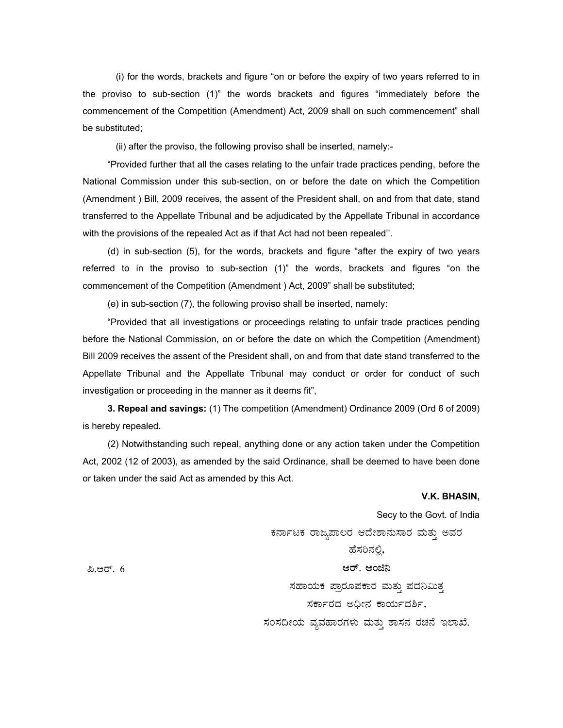(i) for the words, brackets and figure "on or before the expiry of two years referred to in the proviso to sub-section (1)" the words brackets and figures "immediately before the commencement of the Competition (Amendment) Act, 2009 shall on such commencement" shall be substituted;

(ii) after the proviso, the following proviso shall be inserted, namely:-

"Provided further that all the cases relating to the unfair trade practices pending, before the National Commission under this sub-section, on or before the date on which the Competition (Amendment ) Bill, 2009 receives, the assent of the President shall, on and from that date, stand transferred to the Appellate Tribunal and be adjudicated by the Appellate Tribunal in accordance with the provisions of the repealed Act as if that Act had not been repealed''.

(d) in sub-section (5), for the words, brackets and figure "after the expiry of two years referred to in the proviso to sub-section (1)" the words, brackets and figures "on the commencement of the Competition (Amendment ) Act, 2009" shall be substituted;

(e) in sub-section (7), the following proviso shall be inserted, namely:

"Provided that all investigations or proceedings relating to unfair trade practices pending before the National Commission, on or before the date on which the Competition (Amendment) Bill 2009 receives the assent of the President shall, on and from that date stand transferred to the Appellate Tribunal and the Appellate Tribunal may conduct or order for conduct of such investigation or proceeding in the manner as it deems fit",

**3. Repeal and savings:** (1) The competition (Amendment) Ordinance 2009 (Ord 6 of 2009) is hereby repealed.

(2) Notwithstanding such repeal, anything done or any action taken under the Competition Act, 2002 (12 of 2003), as amended by the said Ordinance, shall be deemed to have been done or taken under the said Act as amended by this Act.

**V.K. BHASIN,**

Secy to the Govt. of India

ಕರ್ನಾಟಕ ರಾಜ್ಯಪಾಲರ ಆದೇಶಾನುಸಾರ ಮತ್ತು ಅವರ ಹೆಸರಿನಲ್ಲಿ,

ಪಿ.ಆರ್. 6

**ಆರ್. ಆಂಜಿನಿ**

ಸಹಾಯಕ ಪ್ರಾರೂಪಕಾರ ಮತ್ತು ಪದನಿಮಿತ್ತ ಸರ್ಕಾರದ ಅಧೀನ ಕಾರ್ಯದರ್ಶಿ,

ಸಂಸದೀಯ ವ್ಯವಹಾರಗಳು ಮತ್ತು ಶಾಸನ ರಚನೆ ಇಲಾಖೆ.